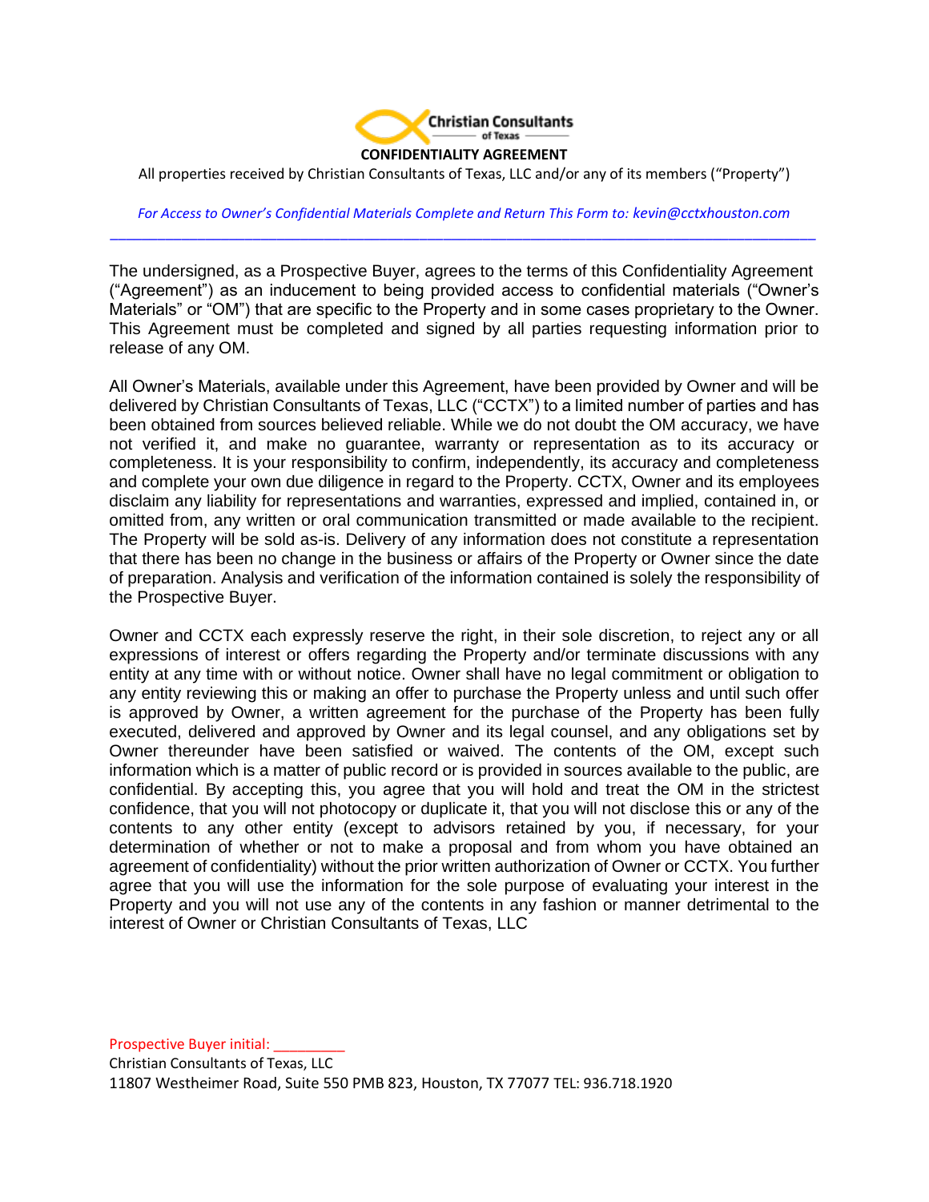Christian Consultants of Texas

# CONFIDENTIALITY AGREEMENT

All properties received by Christian Consultants of Texas, LLC and/or any of its members ("Property")

*For Access to Owner's Confidential Materials Complete and Return This Form to: kevin@cctxhouston.com*

---

The undersigned, as a Prospective Buyer, agrees to the terms of this Confidentiality Agreement ("Agreement") as an inducement to being provided access to confidential materials ("Owner's Materials" or "OM") that are specific to the Property and in some cases proprietary to the Owner. This Agreement must be completed and signed by all parties requesting information prior to release of any OM.

All Owner's Materials, available under this Agreement, have been provided by Owner and will be delivered by Christian Consultants of Texas, LLC ("CCTX") to a limited number of parties and has been obtained from sources believed reliable. While we do not doubt the OM accuracy, we have not verified it, and make no guarantee, warranty or representation as to its accuracy or completeness. It is your responsibility to confirm, independently, its accuracy and completeness and complete your own due diligence in regard to the Property. CCTX, Owner and its employees disclaim any liability for representations and warranties, expressed and implied, contained in, or omitted from, any written or oral communication transmitted or made available to the recipient. The Property will be sold as-is. Delivery of any information does not constitute a representation that there has been no change in the business or affairs of the Property or Owner since the date of preparation. Analysis and verification of the information contained is solely the responsibility of the Prospective Buyer.

Owner and CCTX each expressly reserve the right, in their sole discretion, to reject any or all expressions of interest or offers regarding the Property and/or terminate discussions with any entity at any time with or without notice. Owner shall have no legal commitment or obligation to any entity reviewing this or making an offer to purchase the Property unless and until such offer is approved by Owner, a written agreement for the purchase of the Property has been fully executed, delivered and approved by Owner and its legal counsel, and any obligations set by Owner thereunder have been satisfied or waived. The contents of the OM, except such information which is a matter of public record or is provided in sources available to the public, are confidential. By accepting this, you agree that you will hold and treat the OM in the strictest confidence, that you will not photocopy or duplicate it, that you will not disclose this or any of the contents to any other entity (except to advisors retained by you, if necessary, for your determination of whether or not to make a proposal and from whom you have obtained an agreement of confidentiality) without the prior written authorization of Owner or CCTX. You further agree that you will use the information for the sole purpose of evaluating your interest in the Property and you will not use any of the contents in any fashion or manner detrimental to the interest of Owner or Christian Consultants of Texas, LLC

Prospective Buyer initial: _________

Christian Consultants of Texas, LLC
11807 Westheimer Road, Suite 550 PMB 823, Houston, TX 77077 TEL: 936.718.1920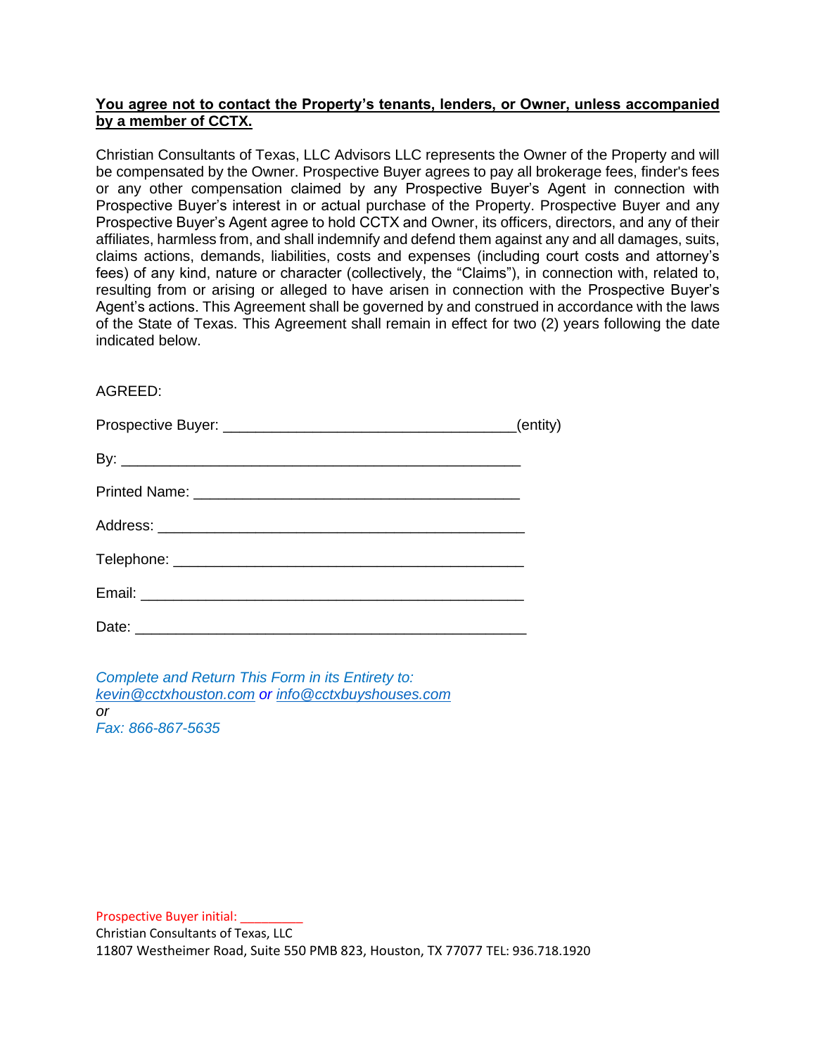**<u>You agree not to contact the Property's tenants, lenders, or Owner, unless accompanied by a member of CCTX.</u>**

Christian Consultants of Texas, LLC Advisors LLC represents the Owner of the Property and will be compensated by the Owner. Prospective Buyer agrees to pay all brokerage fees, finder's fees or any other compensation claimed by any Prospective Buyer's Agent in connection with Prospective Buyer's interest in or actual purchase of the Property. Prospective Buyer and any Prospective Buyer's Agent agree to hold CCTX and Owner, its officers, directors, and any of their affiliates, harmless from, and shall indemnify and defend them against any and all damages, suits, claims actions, demands, liabilities, costs and expenses (including court costs and attorney's fees) of any kind, nature or character (collectively, the "Claims"), in connection with, related to, resulting from or arising or alleged to have arisen in connection with the Prospective Buyer's Agent's actions. This Agreement shall be governed by and construed in accordance with the laws of the State of Texas. This Agreement shall remain in effect for two (2) years following the date indicated below.

AGREED:

Prospective Buyer: ___________________________________(entity)

By: ________________________________________________

Printed Name: _______________________________________

Address: ____________________________________________

Telephone: __________________________________________

Email: ______________________________________________

Date: _______________________________________________

*Complete and Return This Form in its Entirety to:*
*kevin@cctxhouston.com or info@cctxbuyshouses.com*
*or*
*Fax: 866-867-5635*

Prospective Buyer initial: _________

Christian Consultants of Texas, LLC
11807 Westheimer Road, Suite 550 PMB 823, Houston, TX 77077 TEL: 936.718.1920